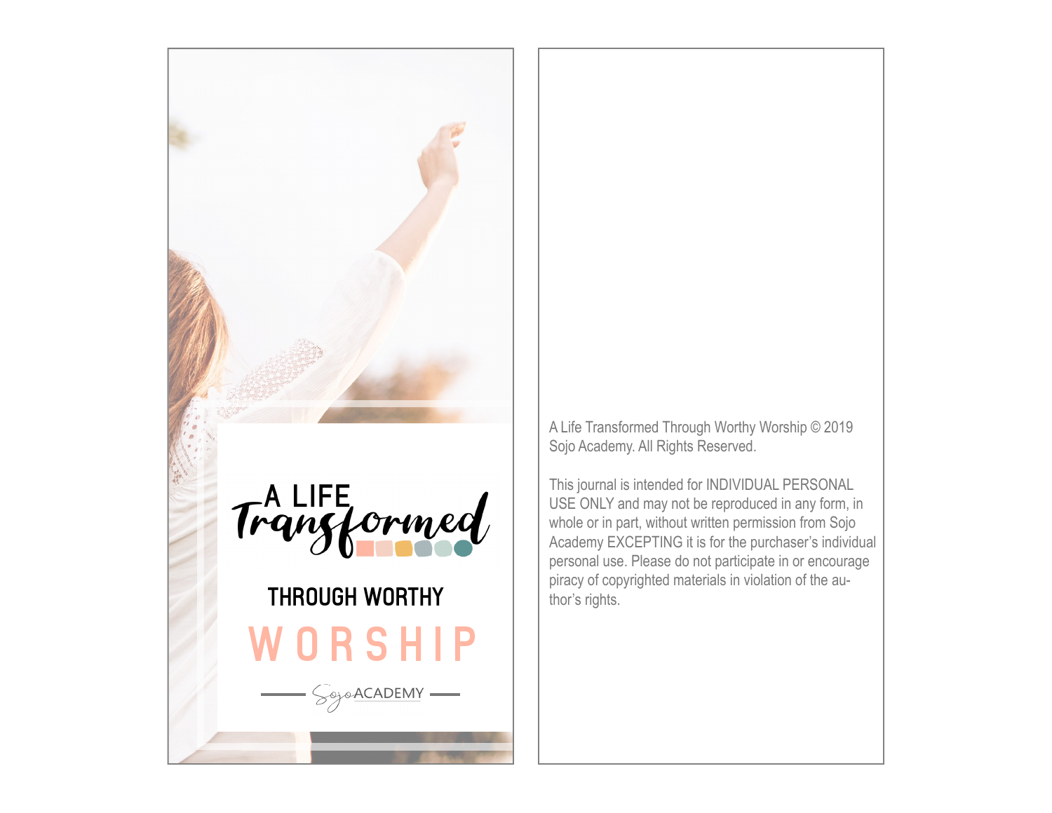# A LIFE Transformed

## THROUGH WORTHY WORSHIP

Sojo ACADEMY

A Life Transformed Through Worthy Worship © 2019 Sojo Academy. All Rights Reserved.

This journal is intended for INDIVIDUAL PERSONAL USE ONLY and may not be reproduced in any form, in whole or in part, without written permission from Sojo Academy EXCEPTING it is for the purchaser's individual personal use. Please do not participate in or encourage piracy of copyrighted materials in violation of the author's rights.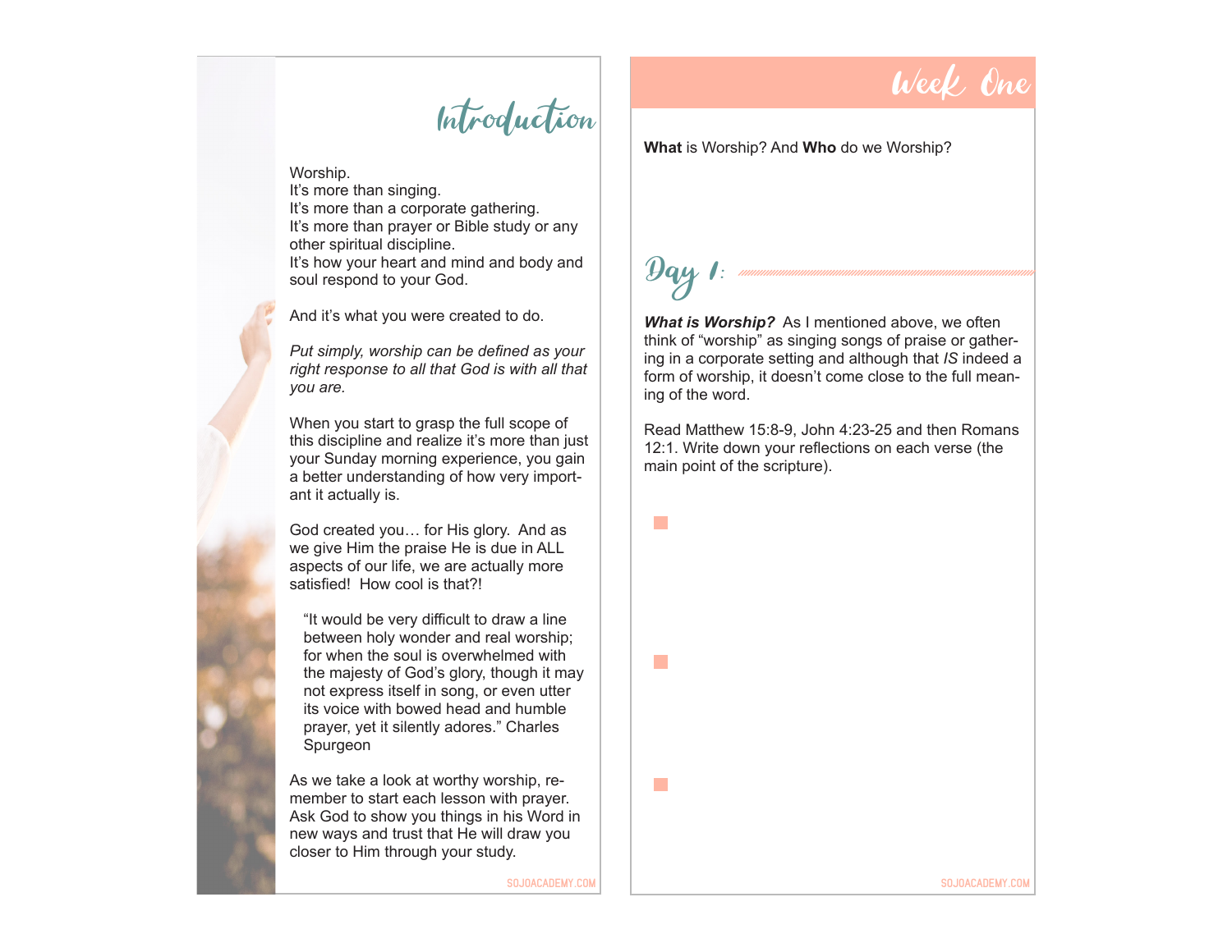# Introduction

Worship.
It's more than singing.
It's more than a corporate gathering.
It's more than prayer or Bible study or any other spiritual discipline.
It's how your heart and mind and body and soul respond to your God.

And it's what you were created to do.

*Put simply, worship can be defined as your right response to all that God is with all that you are.*

When you start to grasp the full scope of this discipline and realize it's more than just your Sunday morning experience, you gain a better understanding of how very important it actually is.

God created you… for His glory. And as we give Him the praise He is due in ALL aspects of our life, we are actually more satisfied! How cool is that?!

> "It would be very difficult to draw a line between holy wonder and real worship; for when the soul is overwhelmed with the majesty of God's glory, though it may not express itself in song, or even utter its voice with bowed head and humble prayer, yet it silently adores." Charles Spurgeon

As we take a look at worthy worship, remember to start each lesson with prayer. Ask God to show you things in his Word in new ways and trust that He will draw you closer to Him through your study.

# Week One

**What** is Worship? And **Who** do we Worship?

## Day 1:

***What is Worship?*** As I mentioned above, we often think of "worship" as singing songs of praise or gathering in a corporate setting and although that *IS* indeed a form of worship, it doesn't come close to the full meaning of the word.

Read Matthew 15:8-9, John 4:23-25 and then Romans 12:1. Write down your reflections on each verse (the main point of the scripture).

- 
- 
-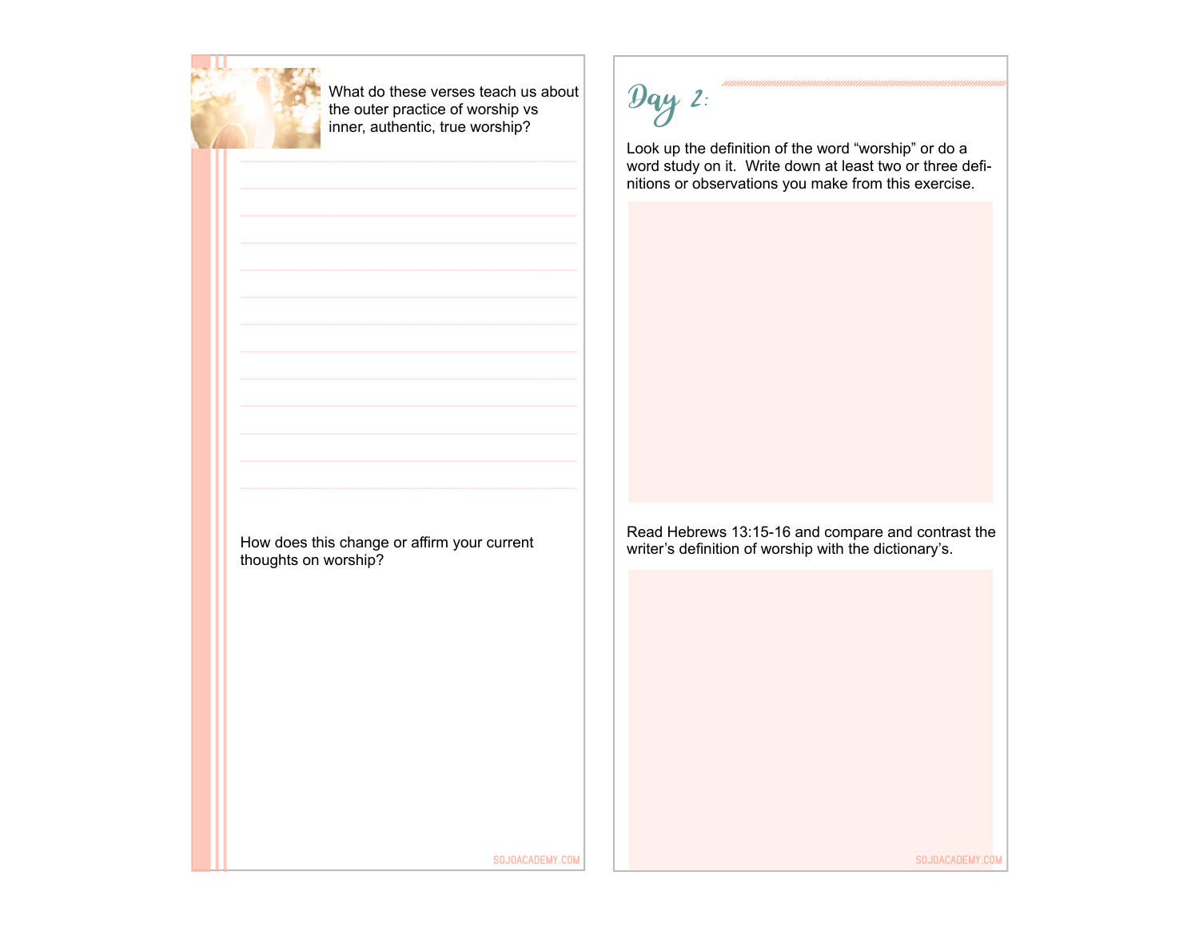What do these verses teach us about the outer practice of worship vs inner, authentic, true worship?

How does this change or affirm your current thoughts on worship?

## Day 2:

Look up the definition of the word “worship” or do a word study on it. Write down at least two or three definitions or observations you make from this exercise.

Read Hebrews 13:15-16 and compare and contrast the writer’s definition of worship with the dictionary’s.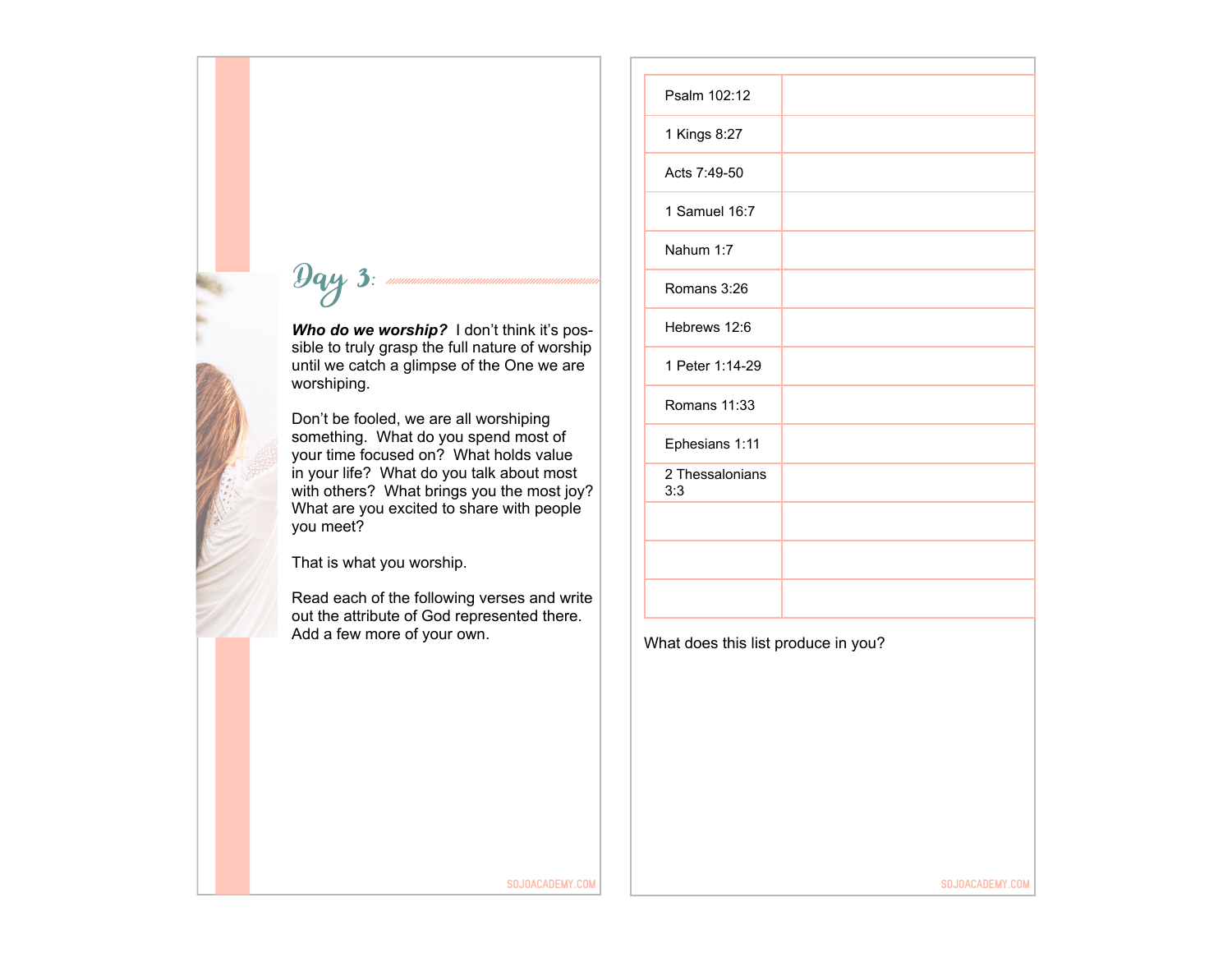## Day 3:

***Who do we worship?*** I don't think it's possible to truly grasp the full nature of worship until we catch a glimpse of the One we are worshiping.

Don't be fooled, we are all worshiping something. What do you spend most of your time focused on? What holds value in your life? What do you talk about most with others? What brings you the most joy? What are you excited to share with people you meet?

That is what you worship.

Read each of the following verses and write out the attribute of God represented there. Add a few more of your own.

| | |
|---|---|
| Psalm 102:12 | |
| 1 Kings 8:27 | |
| Acts 7:49-50 | |
| 1 Samuel 16:7 | |
| Nahum 1:7 | |
| Romans 3:26 | |
| Hebrews 12:6 | |
| 1 Peter 1:14-29 | |
| Romans 11:33 | |
| Ephesians 1:11 | |
| 2 Thessalonians 3:3 | |
| | |
| | |
| | |

What does this list produce in you?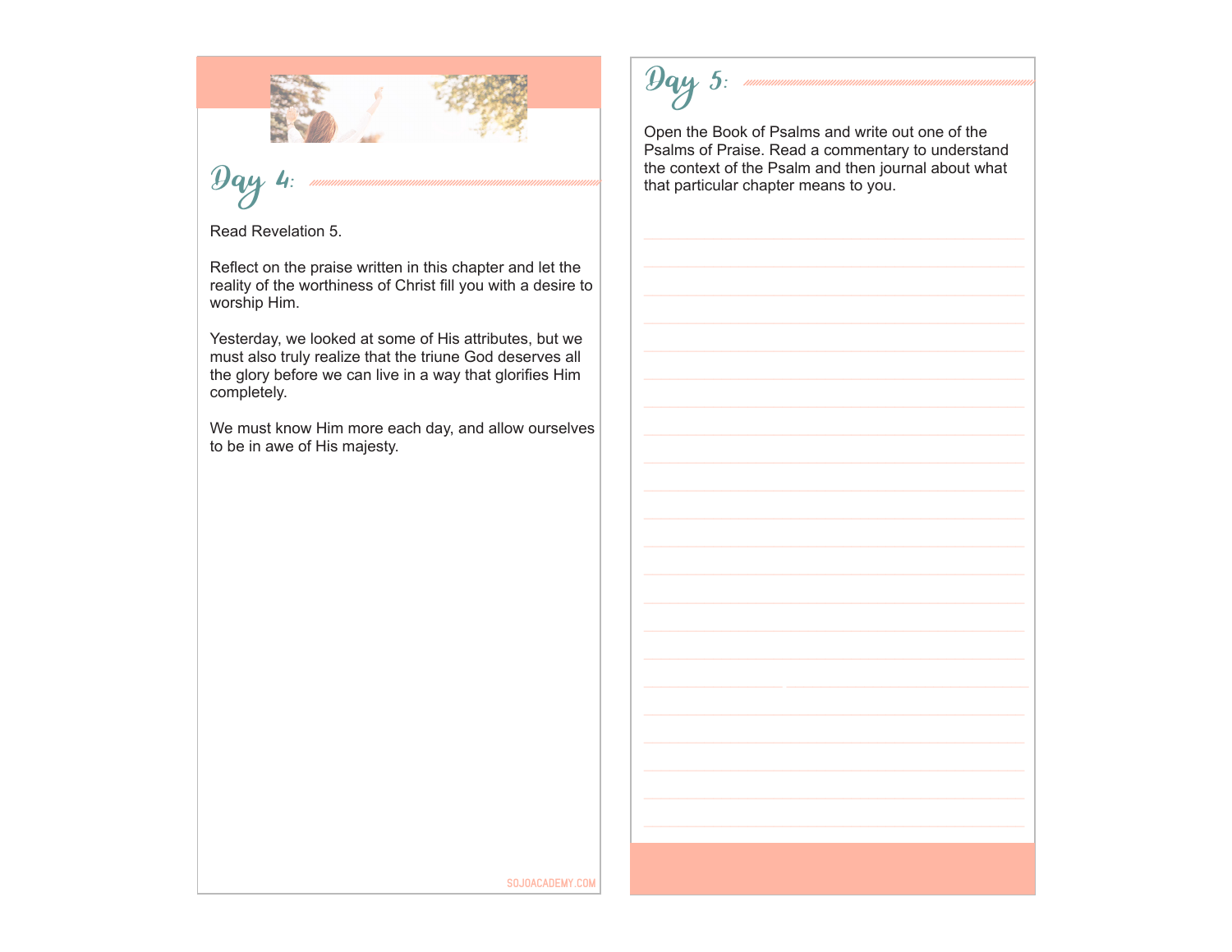## Day 4:

Read Revelation 5.

Reflect on the praise written in this chapter and let the reality of the worthiness of Christ fill you with a desire to worship Him.

Yesterday, we looked at some of His attributes, but we must also truly realize that the triune God deserves all the glory before we can live in a way that glorifies Him completely.

We must know Him more each day, and allow ourselves to be in awe of His majesty.

SOJOACADEMY.COM

## Day 5:

Open the Book of Psalms and write out one of the Psalms of Praise. Read a commentary to understand the context of the Psalm and then journal about what that particular chapter means to you.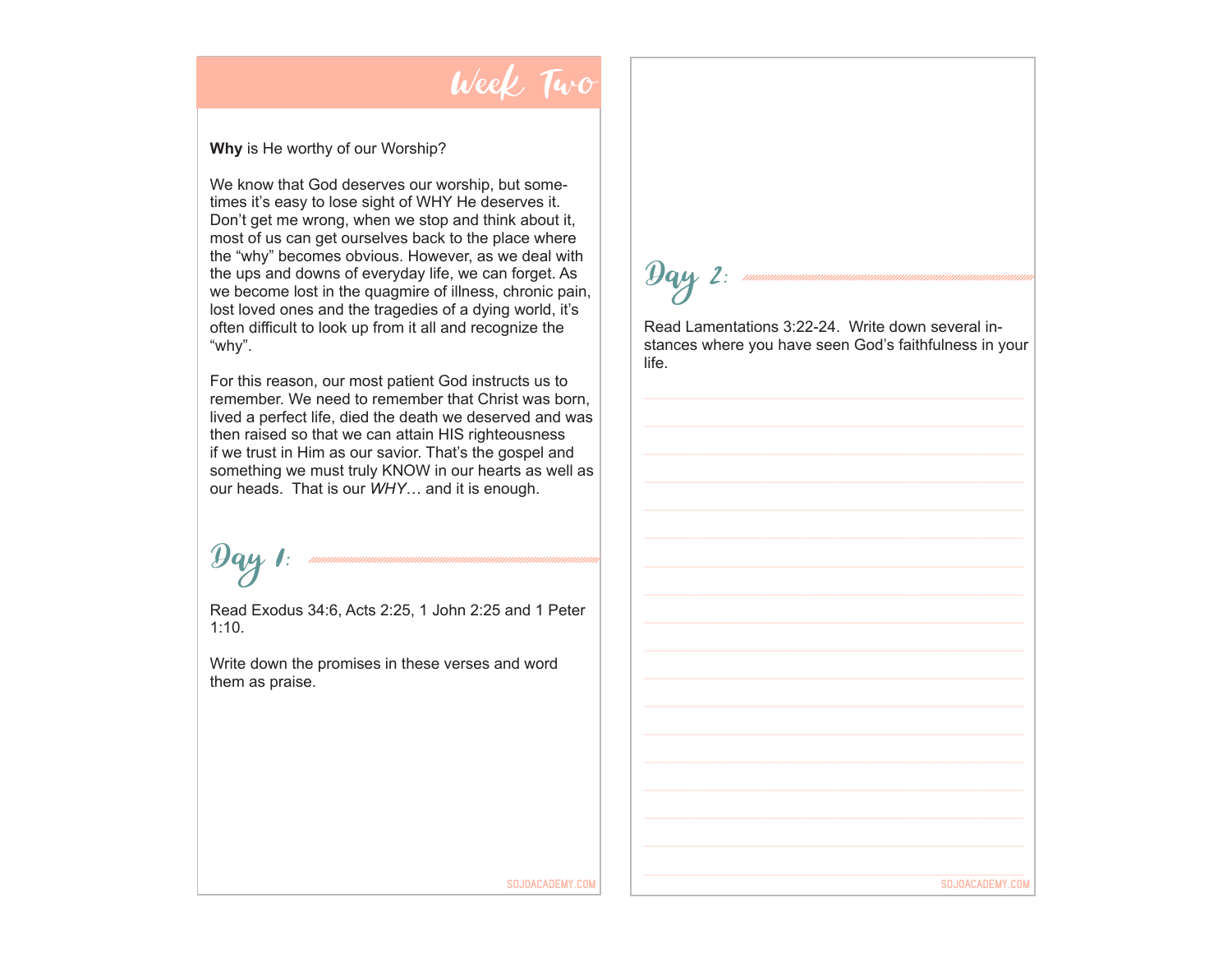# Week Two

**Why** is He worthy of our Worship?

We know that God deserves our worship, but sometimes it's easy to lose sight of WHY He deserves it. Don't get me wrong, when we stop and think about it, most of us can get ourselves back to the place where the "why" becomes obvious. However, as we deal with the ups and downs of everyday life, we can forget. As we become lost in the quagmire of illness, chronic pain, lost loved ones and the tragedies of a dying world, it's often difficult to look up from it all and recognize the "why".

For this reason, our most patient God instructs us to remember. We need to remember that Christ was born, lived a perfect life, died the death we deserved and was then raised so that we can attain HIS righteousness if we trust in Him as our savior. That's the gospel and something we must truly KNOW in our hearts as well as our heads. That is our *WHY*… and it is enough.

## Day 1:

Read Exodus 34:6, Acts 2:25, 1 John 2:25 and 1 Peter 1:10.

Write down the promises in these verses and word them as praise.

## Day 2:

Read Lamentations 3:22-24. Write down several instances where you have seen God's faithfulness in your life.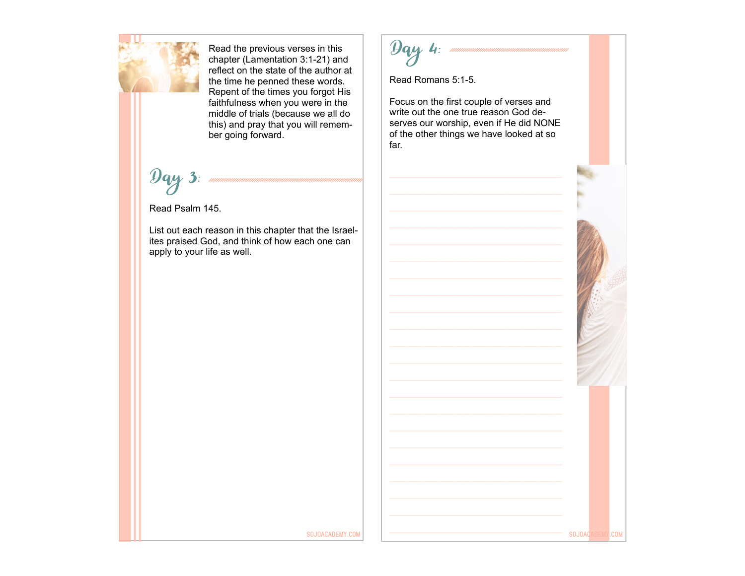Read the previous verses in this chapter (Lamentation 3:1-21) and reflect on the state of the author at the time he penned these words. Repent of the times you forgot His faithfulness when you were in the middle of trials (because we all do this) and pray that you will remember going forward.

## Day 3:

Read Psalm 145.

List out each reason in this chapter that the Israelites praised God, and think of how each one can apply to your life as well.

## Day 4:

Read Romans 5:1-5.

Focus on the first couple of verses and write out the one true reason God deserves our worship, even if He did NONE of the other things we have looked at so far.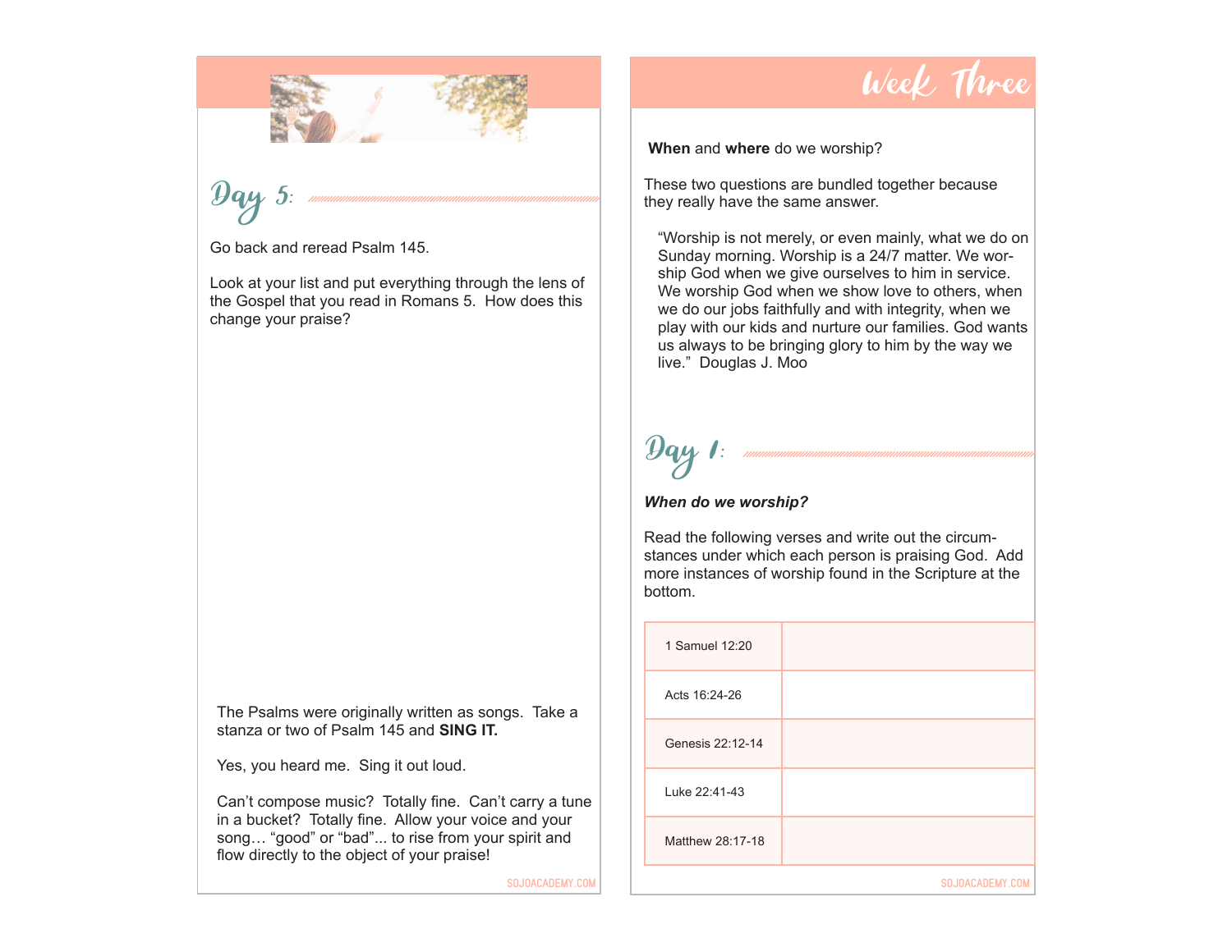## Day 5:

Go back and reread Psalm 145.

Look at your list and put everything through the lens of the Gospel that you read in Romans 5. How does this change your praise?

The Psalms were originally written as songs. Take a stanza or two of Psalm 145 and **SING IT.**

Yes, you heard me. Sing it out loud.

Can't compose music? Totally fine. Can't carry a tune in a bucket? Totally fine. Allow your voice and your song… "good" or "bad"... to rise from your spirit and flow directly to the object of your praise!

# Week Three

**When** and **where** do we worship?

These two questions are bundled together because they really have the same answer.

> "Worship is not merely, or even mainly, what we do on Sunday morning. Worship is a 24/7 matter. We worship God when we give ourselves to him in service. We worship God when we show love to others, when we do our jobs faithfully and with integrity, when we play with our kids and nurture our families. God wants us always to be bringing glory to him by the way we live." Douglas J. Moo

## Day 1:

***When do we worship?***

Read the following verses and write out the circumstances under which each person is praising God. Add more instances of worship found in the Scripture at the bottom.

| | |
|---|---|
| 1 Samuel 12:20 | |
| Acts 16:24-26 | |
| Genesis 22:12-14 | |
| Luke 22:41-43 | |
| Matthew 28:17-18 | |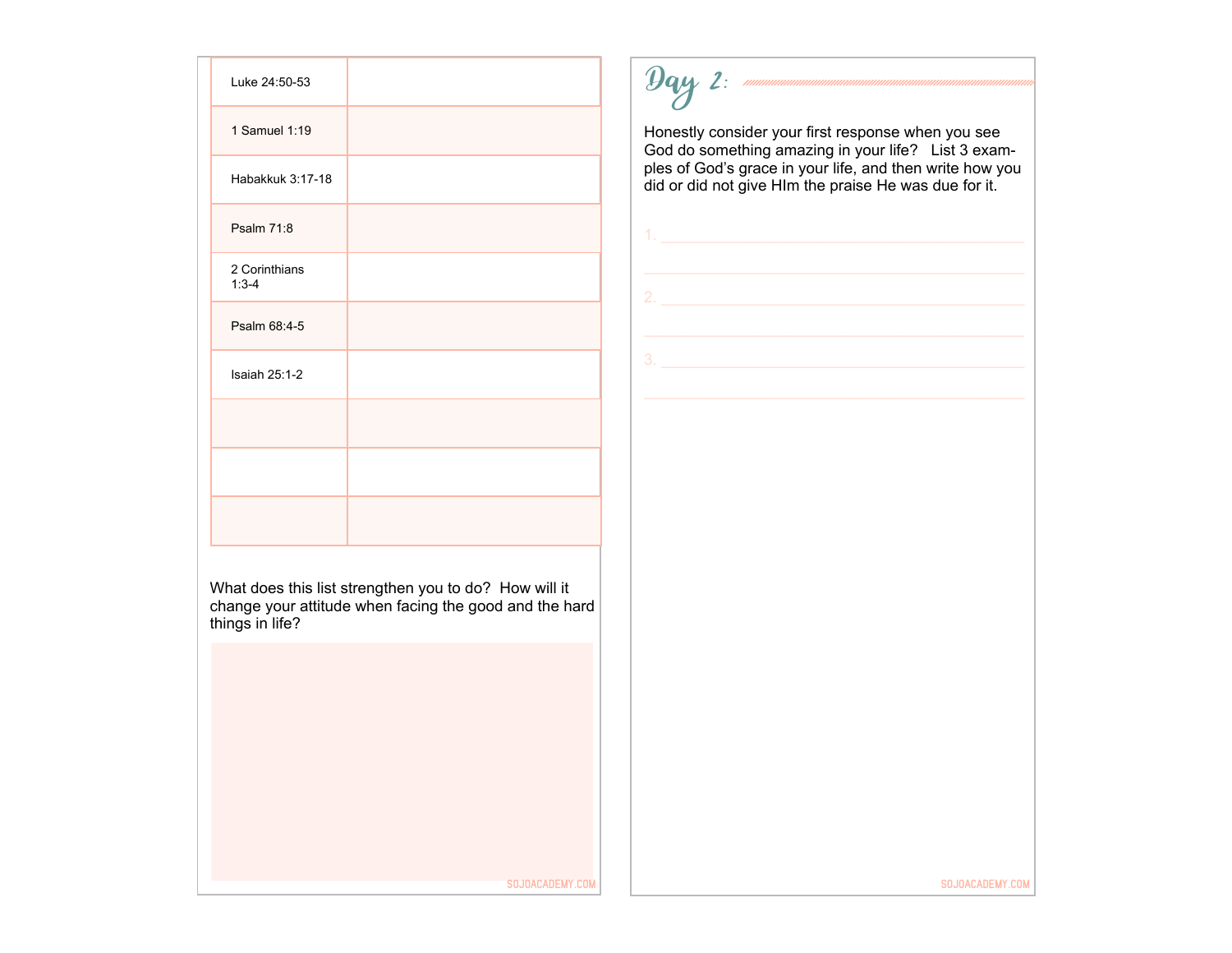| | |
|---|---|
| Luke 24:50-53 | |
| 1 Samuel 1:19 | |
| Habakkuk 3:17-18 | |
| Psalm 71:8 | |
| 2 Corinthians 1:3-4 | |
| Psalm 68:4-5 | |
| Isaiah 25:1-2 | |
| | |
| | |
| | |

What does this list strengthen you to do? How will it change your attitude when facing the good and the hard things in life?

## Day 2:

Honestly consider your first response when you see God do something amazing in your life? List 3 examples of God's grace in your life, and then write how you did or did not give HIm the praise He was due for it.

1. ______________________________

2. ______________________________

3. ______________________________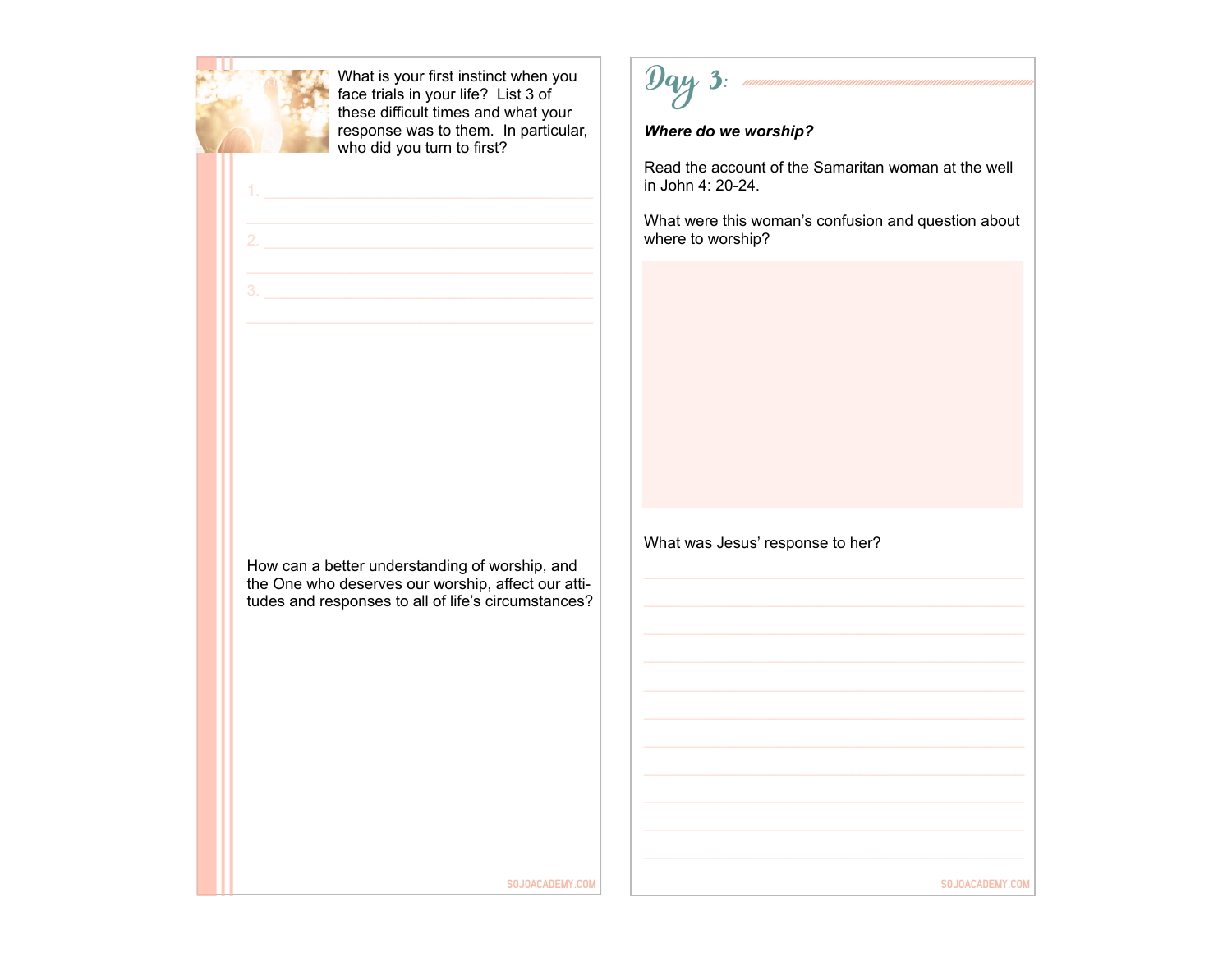What is your first instinct when you face trials in your life? List 3 of these difficult times and what your response was to them. In particular, who did you turn to first?

1. 

2. 

3. 

How can a better understanding of worship, and the One who deserves our worship, affect our attitudes and responses to all of life's circumstances?

## Day 3:

***Where do we worship?***

Read the account of the Samaritan woman at the well in John 4: 20-24.

What were this woman's confusion and question about where to worship?

What was Jesus' response to her?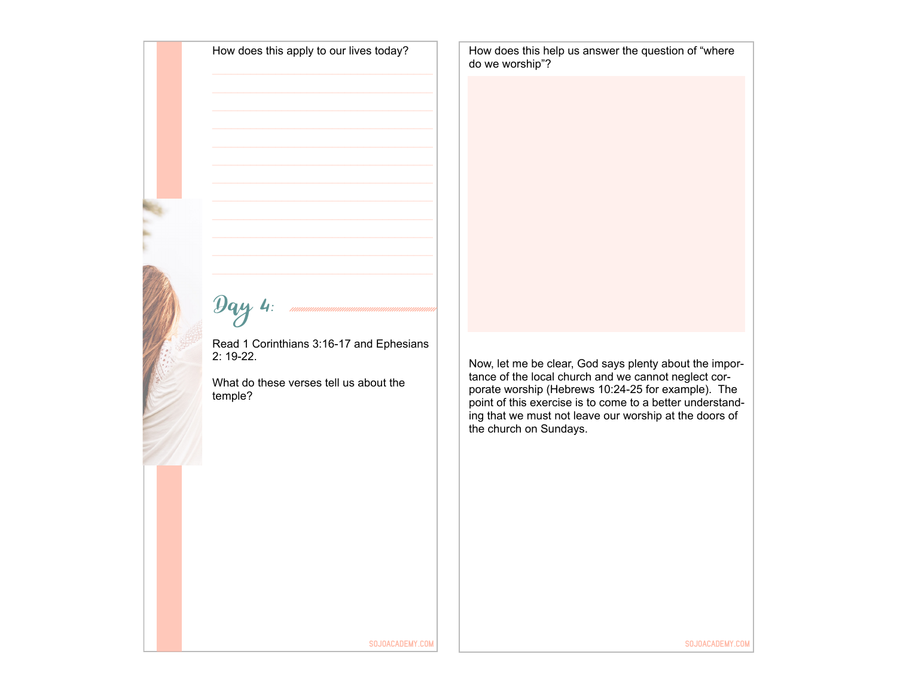How does this apply to our lives today?

## Day 4:

Read 1 Corinthians 3:16-17 and Ephesians 2: 19-22.

What do these verses tell us about the temple?

How does this help us answer the question of "where do we worship"?

Now, let me be clear, God says plenty about the importance of the local church and we cannot neglect corporate worship (Hebrews 10:24-25 for example). The point of this exercise is to come to a better understanding that we must not leave our worship at the doors of the church on Sundays.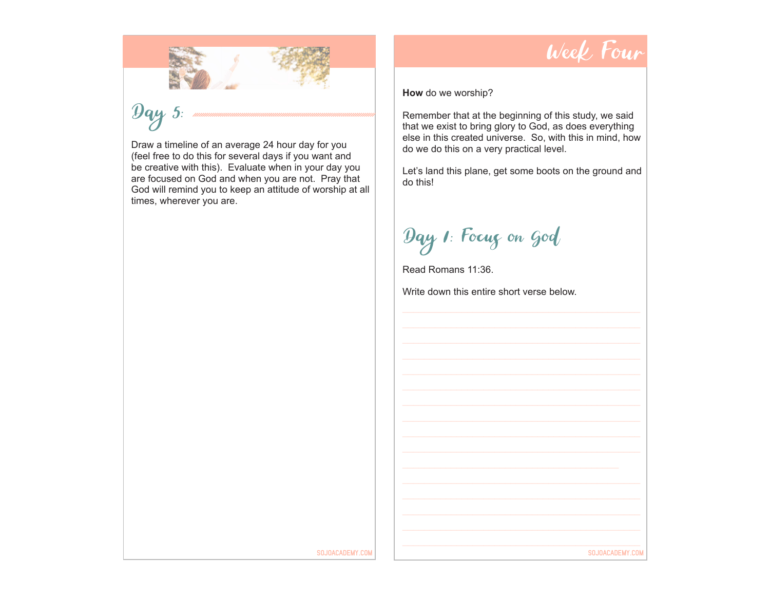## Day 5:

Draw a timeline of an average 24 hour day for you (feel free to do this for several days if you want and be creative with this). Evaluate when in your day you are focused on God and when you are not. Pray that God will remind you to keep an attitude of worship at all times, wherever you are.

# Week Four

**How** do we worship?

Remember that at the beginning of this study, we said that we exist to bring glory to God, as does everything else in this created universe. So, with this in mind, how do we do this on a very practical level.

Let's land this plane, get some boots on the ground and do this!

## Day 1: Focus on God

Read Romans 11:36.

Write down this entire short verse below.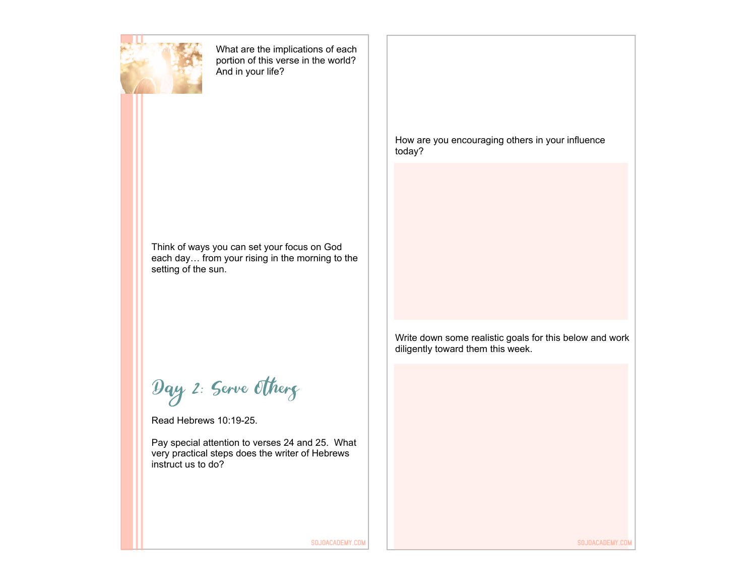What are the implications of each portion of this verse in the world? And in your life?

Think of ways you can set your focus on God each day… from your rising in the morning to the setting of the sun.

## Day 2: Serve Others

Read Hebrews 10:19-25.

Pay special attention to verses 24 and 25. What very practical steps does the writer of Hebrews instruct us to do?

How are you encouraging others in your influence today?

Write down some realistic goals for this below and work diligently toward them this week.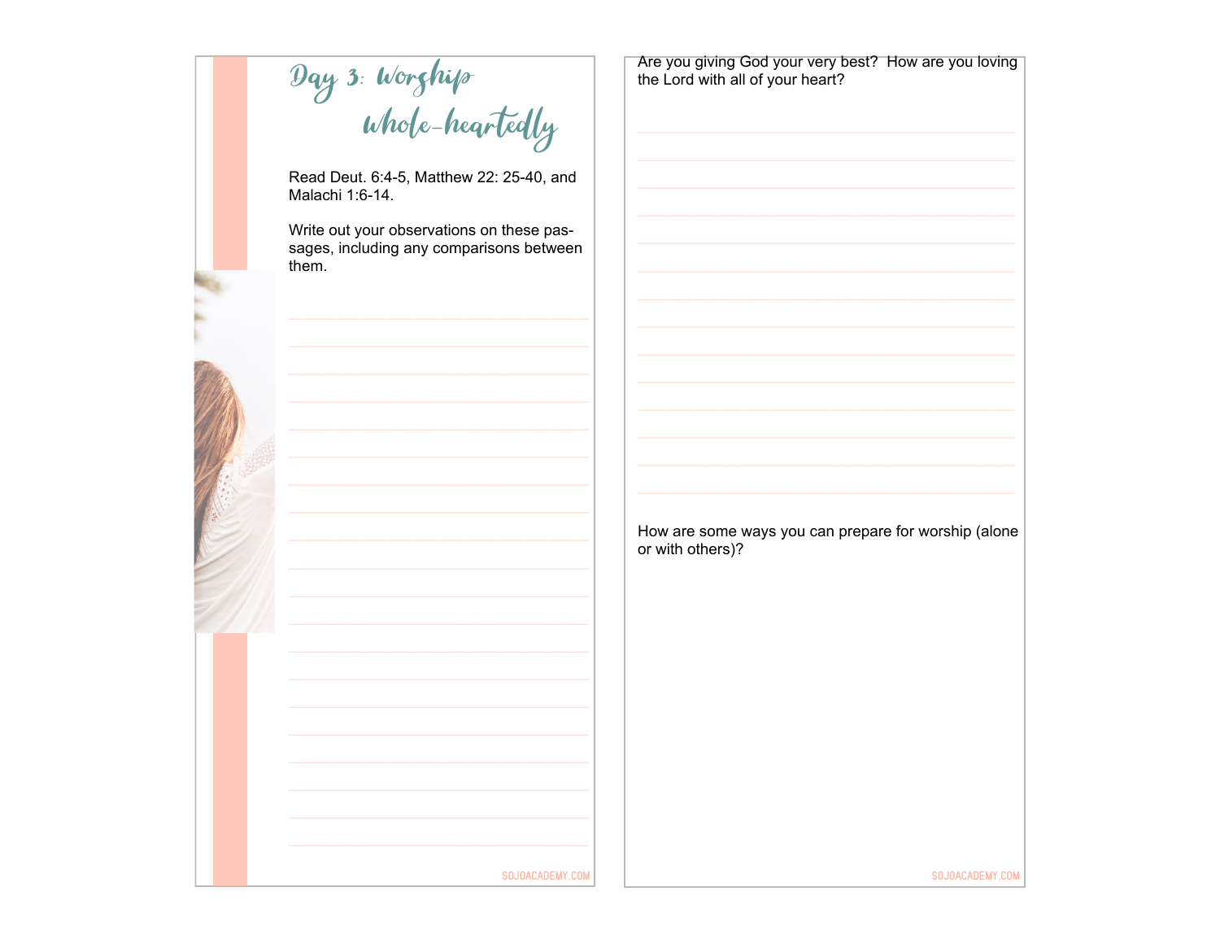# Day 3: Worship whole-heartedly

Read Deut. 6:4-5, Matthew 22: 25-40, and Malachi 1:6-14.

Write out your observations on these passages, including any comparisons between them.

Are you giving God your very best? How are you loving the Lord with all of your heart?

How are some ways you can prepare for worship (alone or with others)?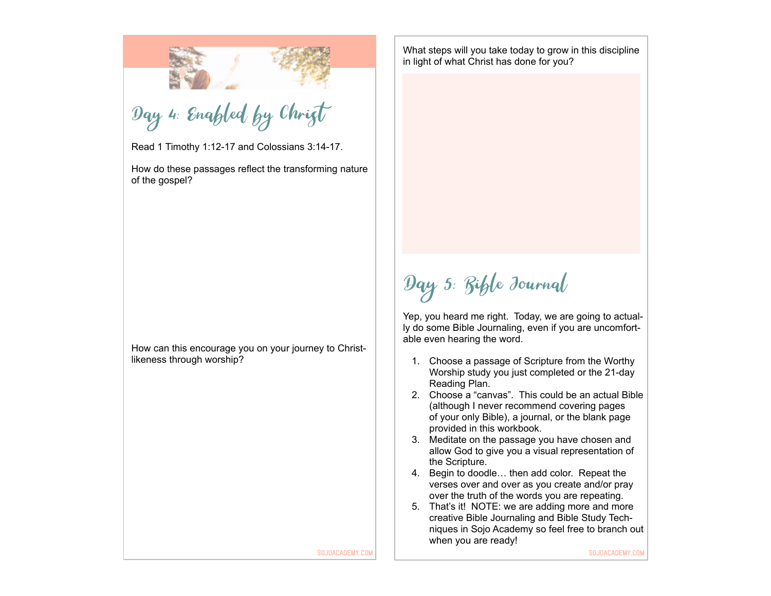## Day 4: Enabled by Christ

Read 1 Timothy 1:12-17 and Colossians 3:14-17.

How do these passages reflect the transforming nature of the gospel?

How can this encourage you on your journey to Christ-likeness through worship?

What steps will you take today to grow in this discipline in light of what Christ has done for you?

## Day 5: Bible Journal

Yep, you heard me right. Today, we are going to actually do some Bible Journaling, even if you are uncomfortable even hearing the word.

1. Choose a passage of Scripture from the Worthy Worship study you just completed or the 21-day Reading Plan.
2. Choose a "canvas". This could be an actual Bible (although I never recommend covering pages of your only Bible), a journal, or the blank page provided in this workbook.
3. Meditate on the passage you have chosen and allow God to give you a visual representation of the Scripture.
4. Begin to doodle… then add color. Repeat the verses over and over as you create and/or pray over the truth of the words you are repeating.
5. That's it! NOTE: we are adding more and more creative Bible Journaling and Bible Study Techniques in Sojo Academy so feel free to branch out when you are ready!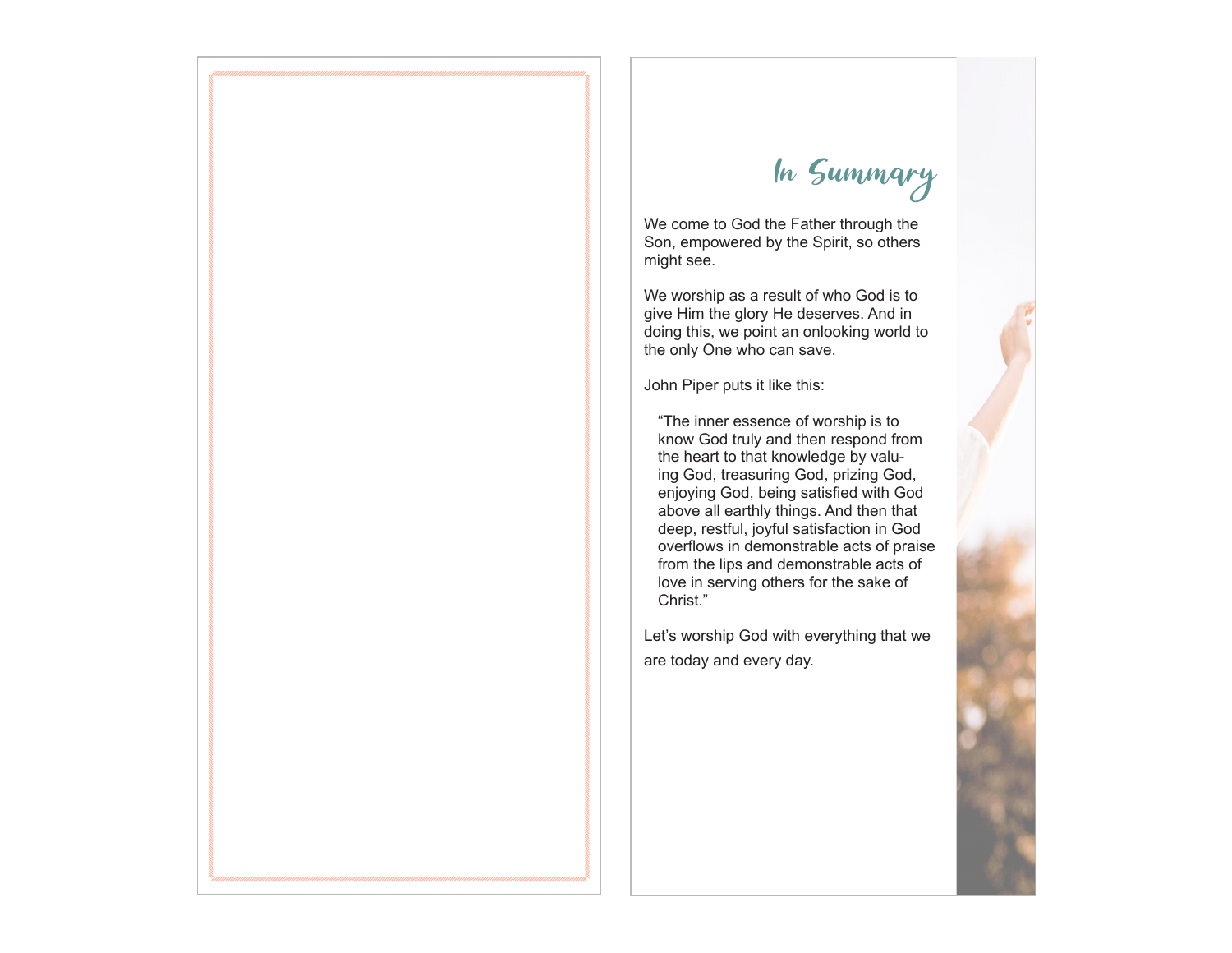# In Summary

We come to God the Father through the Son, empowered by the Spirit, so others might see.

We worship as a result of who God is to give Him the glory He deserves. And in doing this, we point an onlooking world to the only One who can save.

John Piper puts it like this:

> "The inner essence of worship is to know God truly and then respond from the heart to that knowledge by valuing God, treasuring God, prizing God, enjoying God, being satisfied with God above all earthly things. And then that deep, restful, joyful satisfaction in God overflows in demonstrable acts of praise from the lips and demonstrable acts of love in serving others for the sake of Christ."

Let's worship God with everything that we are today and every day.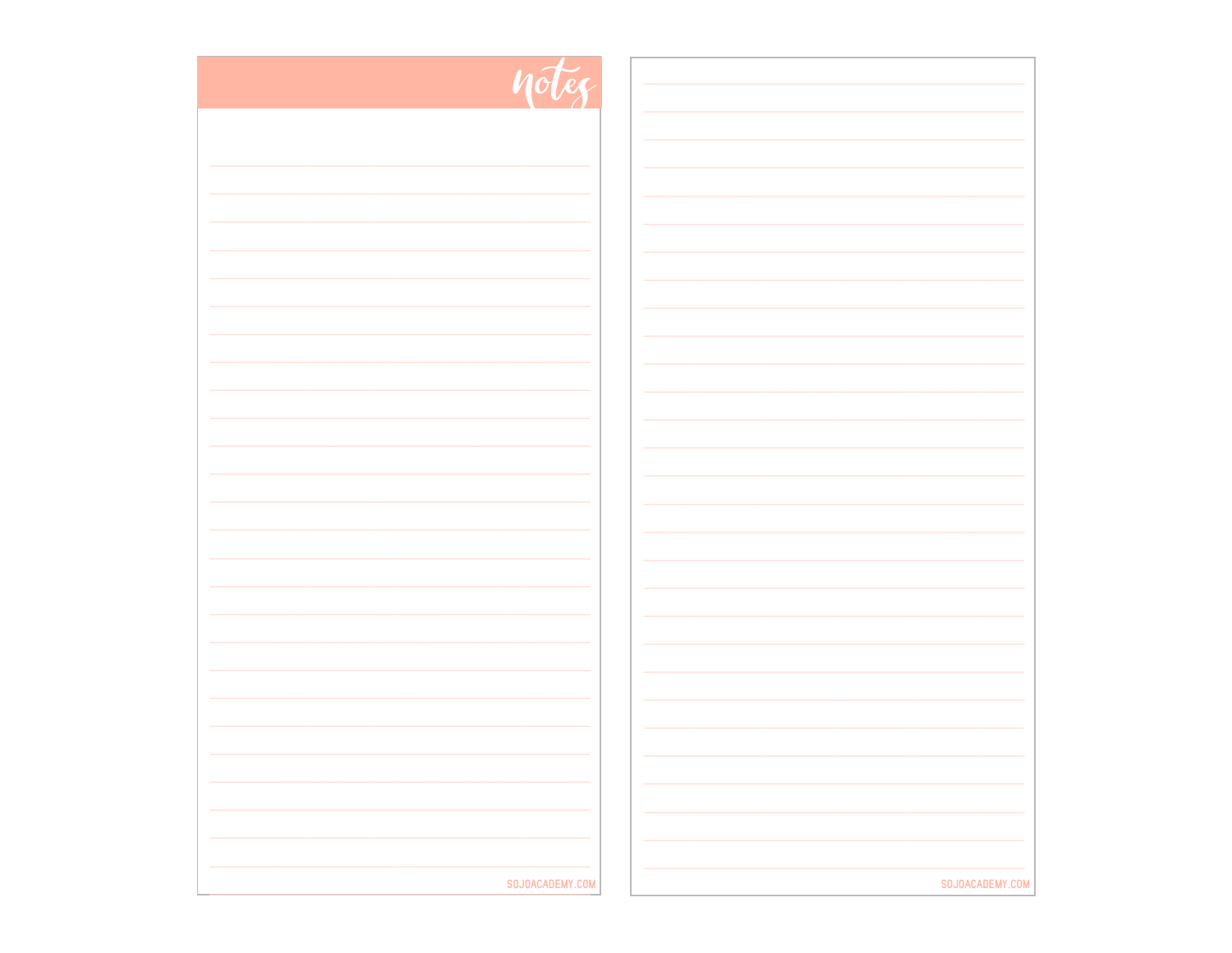# notes

SOJOACADEMY.COM

SOJOACADEMY.COM